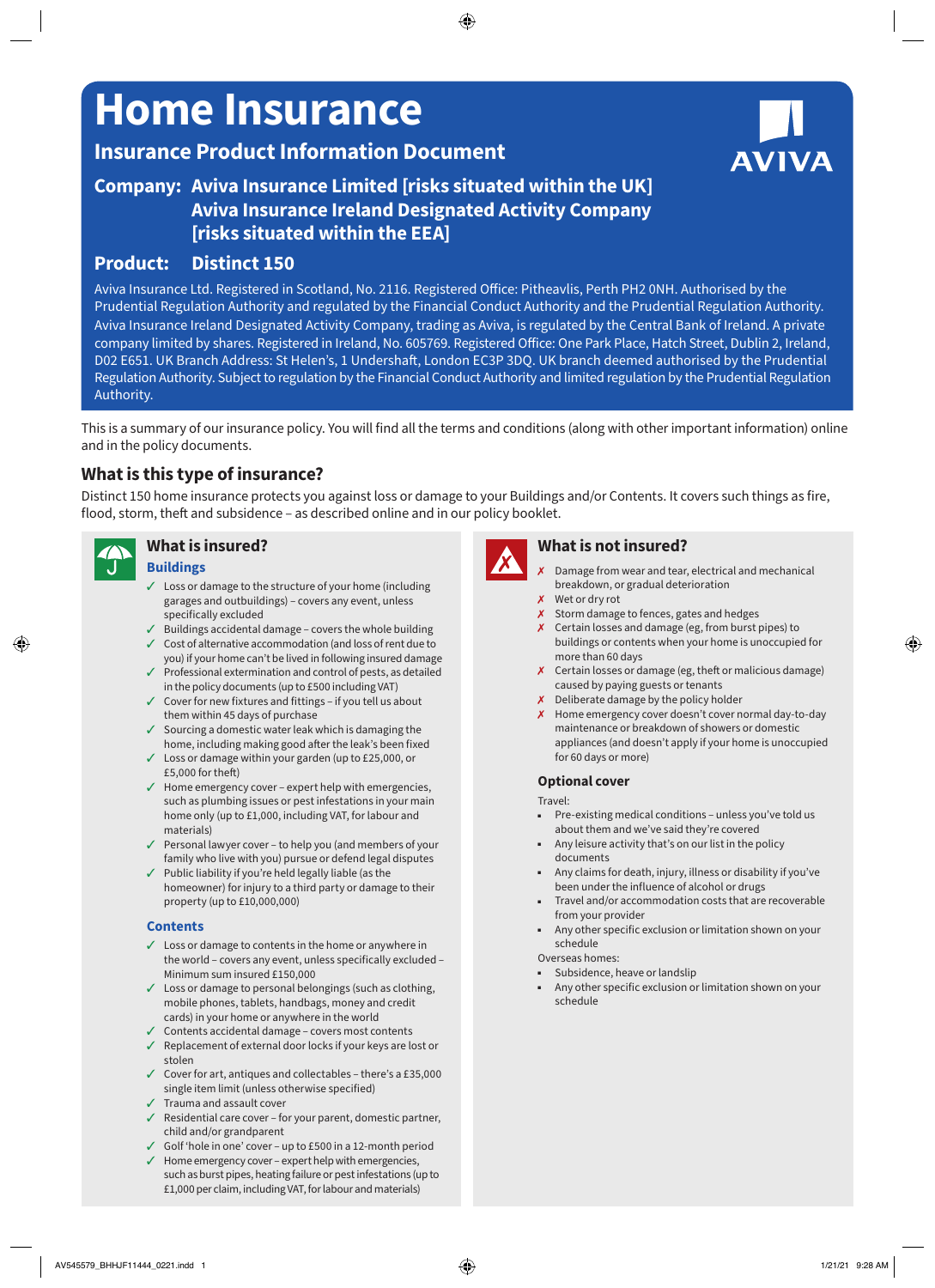# Home Insurance

## Insurance Product Information Document

**Company: Aviva Insurance Limited [risks situated within the UK]**
**Aviva Insurance Ireland Designated Activity Company [risks situated within the EEA]**

**Product: Distinct 150**

AVIVA

Aviva Insurance Ltd. Registered in Scotland, No. 2116. Registered Office: Pitheavlis, Perth PH2 0NH. Authorised by the Prudential Regulation Authority and regulated by the Financial Conduct Authority and the Prudential Regulation Authority. Aviva Insurance Ireland Designated Activity Company, trading as Aviva, is regulated by the Central Bank of Ireland. A private company limited by shares. Registered in Ireland, No. 605769. Registered Office: One Park Place, Hatch Street, Dublin 2, Ireland, D02 E651. UK Branch Address: St Helen's, 1 Undershaft, London EC3P 3DQ. UK branch deemed authorised by the Prudential Regulation Authority. Subject to regulation by the Financial Conduct Authority and limited regulation by the Prudential Regulation Authority.

This is a summary of our insurance policy. You will find all the terms and conditions (along with other important information) online and in the policy documents.

## What is this type of insurance?

Distinct 150 home insurance protects you against loss or damage to your Buildings and/or Contents. It covers such things as fire, flood, storm, theft and subsidence – as described online and in our policy booklet.

## What is insured?

### Buildings

- ✓ Loss or damage to the structure of your home (including garages and outbuildings) – covers any event, unless specifically excluded
- ✓ Buildings accidental damage – covers the whole building
- ✓ Cost of alternative accommodation (and loss of rent due to you) if your home can't be lived in following insured damage
- ✓ Professional extermination and control of pests, as detailed in the policy documents (up to £500 including VAT)
- ✓ Cover for new fixtures and fittings – if you tell us about them within 45 days of purchase
- ✓ Sourcing a domestic water leak which is damaging the home, including making good after the leak's been fixed
- ✓ Loss or damage within your garden (up to £25,000, or £5,000 for theft)
- ✓ Home emergency cover – expert help with emergencies, such as plumbing issues or pest infestations in your main home only (up to £1,000, including VAT, for labour and materials)
- ✓ Personal lawyer cover – to help you (and members of your family who live with you) pursue or defend legal disputes
- ✓ Public liability if you're held legally liable (as the homeowner) for injury to a third party or damage to their property (up to £10,000,000)

### Contents

- ✓ Loss or damage to contents in the home or anywhere in the world – covers any event, unless specifically excluded – Minimum sum insured £150,000
- ✓ Loss or damage to personal belongings (such as clothing, mobile phones, tablets, handbags, money and credit cards) in your home or anywhere in the world
- ✓ Contents accidental damage – covers most contents
- ✓ Replacement of external door locks if your keys are lost or stolen
- ✓ Cover for art, antiques and collectables – there's a £35,000 single item limit (unless otherwise specified)
- ✓ Trauma and assault cover
- ✓ Residential care cover – for your parent, domestic partner, child and/or grandparent
- ✓ Golf 'hole in one' cover – up to £500 in a 12-month period
- ✓ Home emergency cover – expert help with emergencies, such as burst pipes, heating failure or pest infestations (up to £1,000 per claim, including VAT, for labour and materials)

## What is not insured?

- ✗ Damage from wear and tear, electrical and mechanical breakdown, or gradual deterioration
- ✗ Wet or dry rot
- ✗ Storm damage to fences, gates and hedges
- ✗ Certain losses and damage (eg, from burst pipes) to buildings or contents when your home is unoccupied for more than 60 days
- ✗ Certain losses or damage (eg, theft or malicious damage) caused by paying guests or tenants
- ✗ Deliberate damage by the policy holder
- ✗ Home emergency cover doesn't cover normal day-to-day maintenance or breakdown of showers or domestic appliances (and doesn't apply if your home is unoccupied for 60 days or more)

### Optional cover

Travel:

- Pre-existing medical conditions – unless you've told us about them and we've said they're covered
- Any leisure activity that's on our list in the policy documents
- Any claims for death, injury, illness or disability if you've been under the influence of alcohol or drugs
- Travel and/or accommodation costs that are recoverable from your provider
- Any other specific exclusion or limitation shown on your schedule

Overseas homes:

- Subsidence, heave or landslip
- Any other specific exclusion or limitation shown on your schedule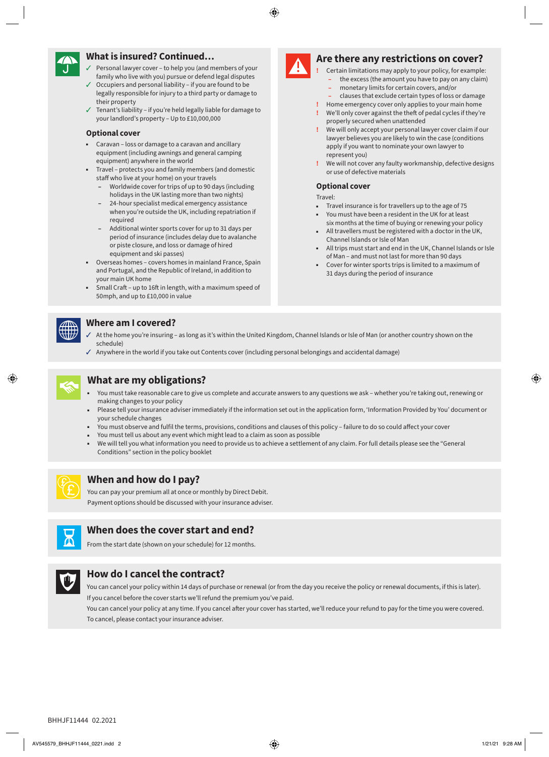## What is insured? Continued…

- ✓ Personal lawyer cover – to help you (and members of your family who live with you) pursue or defend legal disputes
- ✓ Occupiers and personal liability – if you are found to be legally responsible for injury to a third party or damage to their property
- ✓ Tenant's liability – if you're held legally liable for damage to your landlord's property – Up to £10,000,000

### Optional cover

- Caravan – loss or damage to a caravan and ancillary equipment (including awnings and general camping equipment) anywhere in the world
- Travel – protects you and family members (and domestic staff who live at your home) on your travels
  - Worldwide cover for trips of up to 90 days (including holidays in the UK lasting more than two nights)
  - 24-hour specialist medical emergency assistance when you're outside the UK, including repatriation if required
  - Additional winter sports cover for up to 31 days per period of insurance (includes delay due to avalanche or piste closure, and loss or damage of hired equipment and ski passes)
- Overseas homes – covers homes in mainland France, Spain and Portugal, and the Republic of Ireland, in addition to your main UK home
- Small Craft – up to 16ft in length, with a maximum speed of 50mph, and up to £10,000 in value

## Are there any restrictions on cover?

- ! Certain limitations may apply to your policy, for example:
  - the excess (the amount you have to pay on any claim)
  - monetary limits for certain covers, and/or
  - clauses that exclude certain types of loss or damage
- ! Home emergency cover only applies to your main home
- ! We'll only cover against the theft of pedal cycles if they're properly secured when unattended
- ! We will only accept your personal lawyer cover claim if our lawyer believes you are likely to win the case (conditions apply if you want to nominate your own lawyer to represent you)
- ! We will not cover any faulty workmanship, defective designs or use of defective materials

### Optional cover

Travel:

- Travel insurance is for travellers up to the age of 75
- You must have been a resident in the UK for at least six months at the time of buying or renewing your policy
- All travellers must be registered with a doctor in the UK, Channel Islands or Isle of Man
- All trips must start and end in the UK, Channel Islands or Isle of Man – and must not last for more than 90 days
- Cover for winter sports trips is limited to a maximum of 31 days during the period of insurance

## Where am I covered?

- ✓ At the home you're insuring – as long as it's within the United Kingdom, Channel Islands or Isle of Man (or another country shown on the schedule)
- ✓ Anywhere in the world if you take out Contents cover (including personal belongings and accidental damage)

## What are my obligations?

- You must take reasonable care to give us complete and accurate answers to any questions we ask – whether you're taking out, renewing or making changes to your policy
- Please tell your insurance adviser immediately if the information set out in the application form, 'Information Provided by You' document or your schedule changes
- You must observe and fulfil the terms, provisions, conditions and clauses of this policy – failure to do so could affect your cover
- You must tell us about any event which might lead to a claim as soon as possible
- We will tell you what information you need to provide us to achieve a settlement of any claim. For full details please see the "General Conditions" section in the policy booklet

## When and how do I pay?

You can pay your premium all at once or monthly by Direct Debit.

Payment options should be discussed with your insurance adviser.

## When does the cover start and end?

From the start date (shown on your schedule) for 12 months.

## How do I cancel the contract?

You can cancel your policy within 14 days of purchase or renewal (or from the day you receive the policy or renewal documents, if this is later). If you cancel before the cover starts we'll refund the premium you've paid.

You can cancel your policy at any time. If you cancel after your cover has started, we'll reduce your refund to pay for the time you were covered. To cancel, please contact your insurance adviser.

BHHJF11444 02.2021